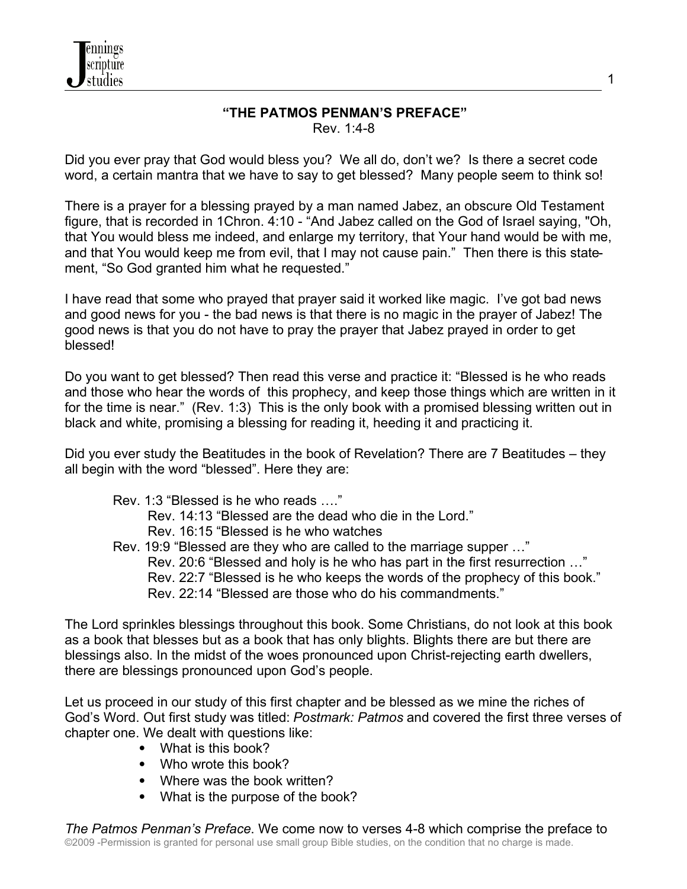## "THE PATMOS PENMAN'S PREFACE"

Rev. 1:4-8

Did you ever pray that God would bless you? We all do, don't we? Is there a secret code word, a certain mantra that we have to say to get blessed? Many people seem to think so!

There is a prayer for a blessing prayed by a man named Jabez, an obscure Old Testament figure, that is recorded in 1Chron. 4:10 - "And Jabez called on the God of Israel saying, "Oh, that You would bless me indeed, and enlarge my territory, that Your hand would be with me, and that You would keep me from evil, that I may not cause pain." Then there is this statement, "So God granted him what he requested."

I have read that some who prayed that prayer said it worked like magic. I've got bad news and good news for you - the bad news is that there is no magic in the prayer of Jabez! The good news is that you do not have to pray the prayer that Jabez prayed in order to get blessed!

Do you want to get blessed? Then read this verse and practice it: "Blessed is he who reads and those who hear the words of this prophecy, and keep those things which are written in it for the time is near." (Rev. 1:3) This is the only book with a promised blessing written out in black and white, promising a blessing for reading it, heeding it and practicing it.

Did you ever study the Beatitudes in the book of Revelation? There are 7 Beatitudes – they all begin with the word "blessed". Here they are:

Rev. 1:3 "Blessed is he who reads …."
Rev. 14:13 "Blessed are the dead who die in the Lord."
Rev. 16:15 "Blessed is he who watches
Rev. 19:9 "Blessed are they who are called to the marriage supper …"
Rev. 20:6 "Blessed and holy is he who has part in the first resurrection …"
Rev. 22:7 "Blessed is he who keeps the words of the prophecy of this book."
Rev. 22:14 "Blessed are those who do his commandments."

The Lord sprinkles blessings throughout this book. Some Christians, do not look at this book as a book that blesses but as a book that has only blights. Blights there are but there are blessings also. In the midst of the woes pronounced upon Christ-rejecting earth dwellers, there are blessings pronounced upon God's people.

Let us proceed in our study of this first chapter and be blessed as we mine the riches of God's Word. Out first study was titled: *Postmark: Patmos* and covered the first three verses of chapter one. We dealt with questions like:

- What is this book?
- Who wrote this book?
- Where was the book written?
- What is the purpose of the book?

*The Patmos Penman's Preface*. We come now to verses 4-8 which comprise the preface to

©2009 -Permission is granted for personal use small group Bible studies, on the condition that no charge is made.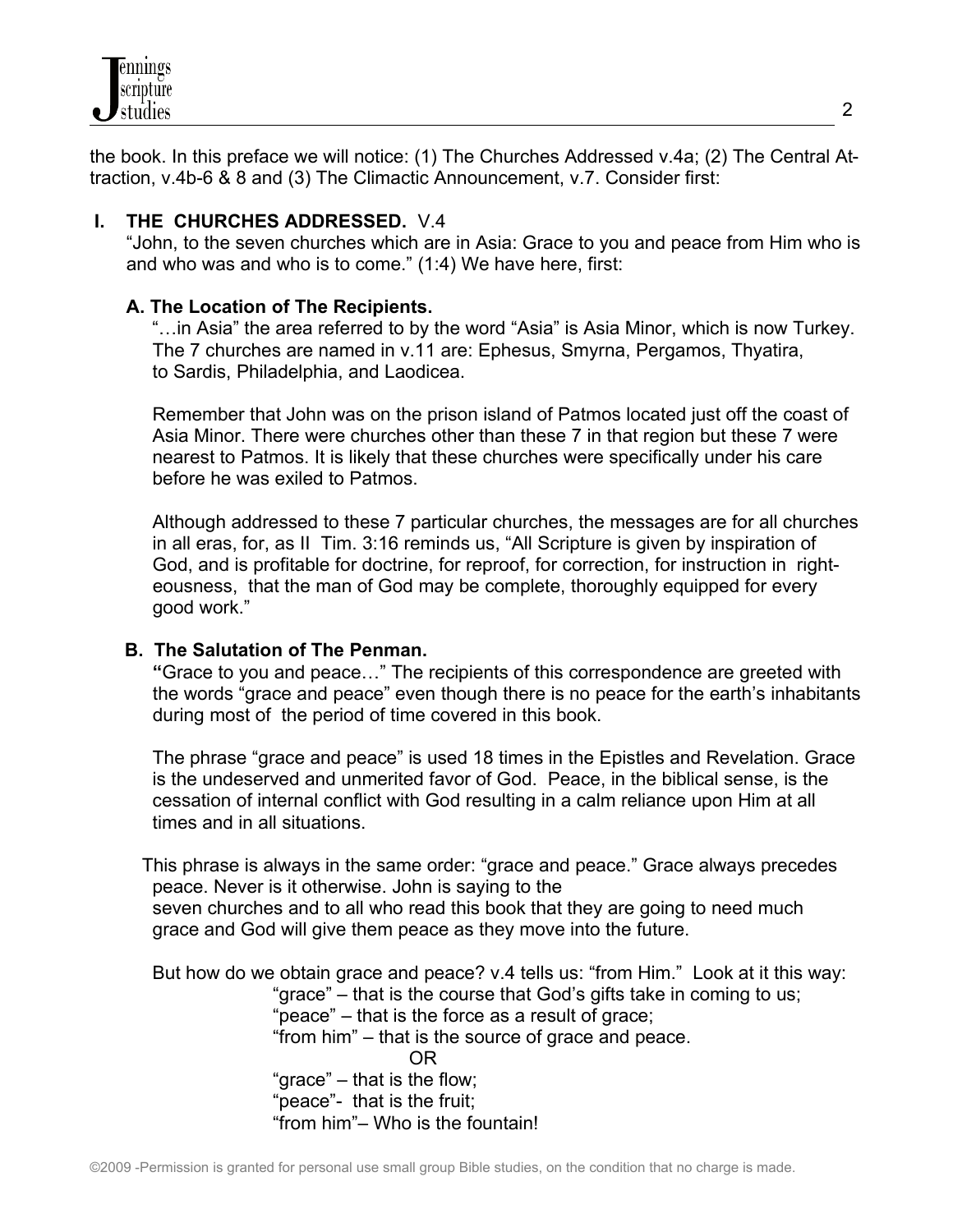the book. In this preface we will notice: (1) The Churches Addressed v.4a; (2) The Central Attraction, v.4b-6 & 8 and (3) The Climactic Announcement, v.7. Consider first:

## I. THE CHURCHES ADDRESSED. V.4

"John, to the seven churches which are in Asia: Grace to you and peace from Him who is and who was and who is to come." (1:4) We have here, first:

### A. The Location of The Recipients.

"…in Asia" the area referred to by the word "Asia" is Asia Minor, which is now Turkey. The 7 churches are named in v.11 are: Ephesus, Smyrna, Pergamos, Thyatira, to Sardis, Philadelphia, and Laodicea.

Remember that John was on the prison island of Patmos located just off the coast of Asia Minor. There were churches other than these 7 in that region but these 7 were nearest to Patmos. It is likely that these churches were specifically under his care before he was exiled to Patmos.

Although addressed to these 7 particular churches, the messages are for all churches in all eras, for, as II Tim. 3:16 reminds us, "All Scripture is given by inspiration of God, and is profitable for doctrine, for reproof, for correction, for instruction in righteousness, that the man of God may be complete, thoroughly equipped for every good work."

### B. The Salutation of The Penman.

**"**Grace to you and peace…" The recipients of this correspondence are greeted with the words "grace and peace" even though there is no peace for the earth's inhabitants during most of the period of time covered in this book.

The phrase "grace and peace" is used 18 times in the Epistles and Revelation. Grace is the undeserved and unmerited favor of God. Peace, in the biblical sense, is the cessation of internal conflict with God resulting in a calm reliance upon Him at all times and in all situations.

This phrase is always in the same order: "grace and peace." Grace always precedes peace. Never is it otherwise. John is saying to the seven churches and to all who read this book that they are going to need much grace and God will give them peace as they move into the future.

But how do we obtain grace and peace? v.4 tells us: "from Him." Look at it this way:

"grace" – that is the course that God's gifts take in coming to us;
"peace" – that is the force as a result of grace;
"from him" – that is the source of grace and peace.

OR

"grace" – that is the flow;
"peace"- that is the fruit;
"from him"– Who is the fountain!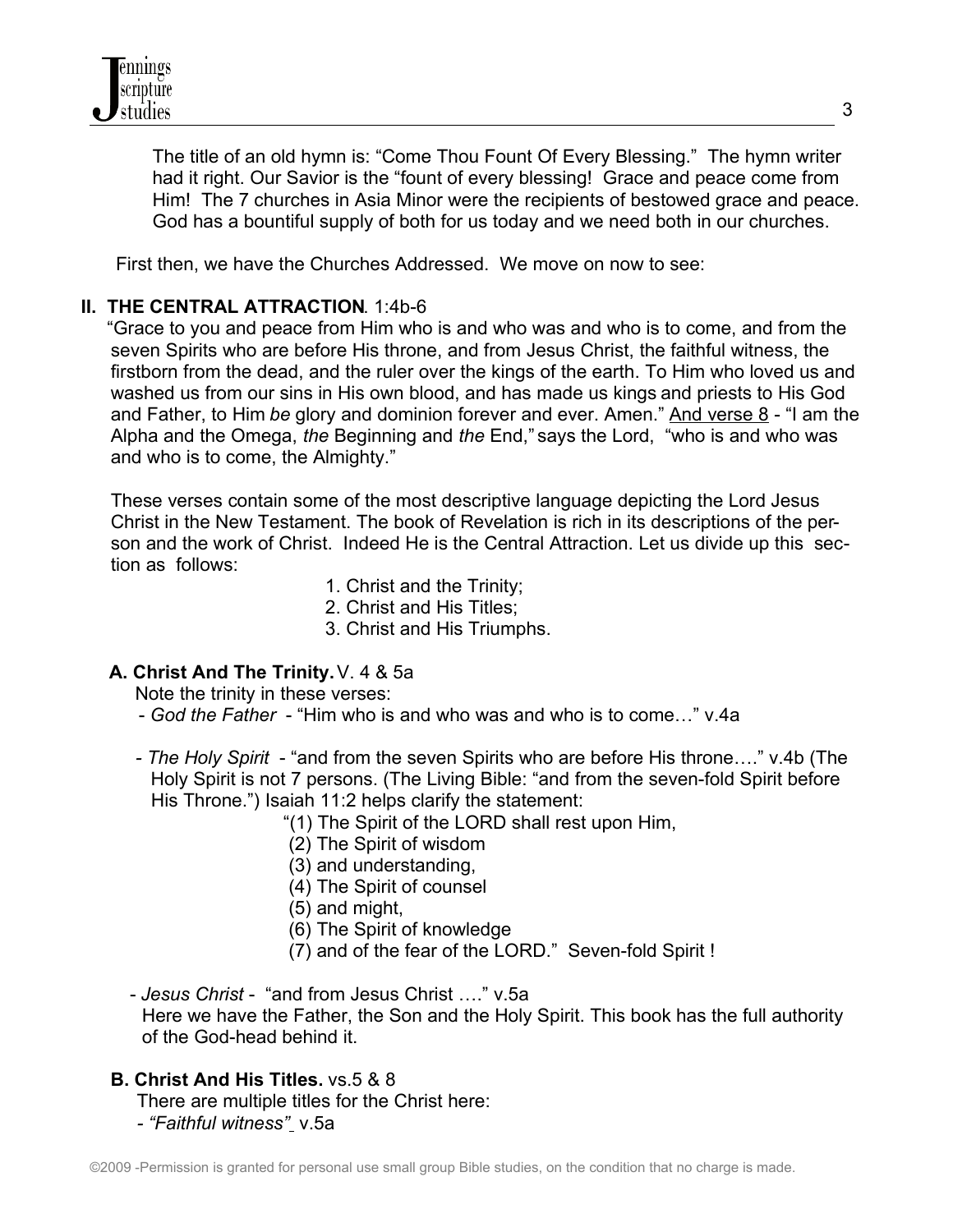The title of an old hymn is: "Come Thou Fount Of Every Blessing." The hymn writer had it right. Our Savior is the "fount of every blessing! Grace and peace come from Him! The 7 churches in Asia Minor were the recipients of bestowed grace and peace. God has a bountiful supply of both for us today and we need both in our churches.

First then, we have the Churches Addressed. We move on now to see:

## II. THE CENTRAL ATTRACTION. 1:4b-6

"Grace to you and peace from Him who is and who was and who is to come, and from the seven Spirits who are before His throne, and from Jesus Christ, the faithful witness, the firstborn from the dead, and the ruler over the kings of the earth. To Him who loved us and washed us from our sins in His own blood, and has made us kings and priests to His God and Father, to Him *be* glory and dominion forever and ever. Amen." And verse 8 - "I am the Alpha and the Omega, *the* Beginning and *the* End," says the Lord, "who is and who was and who is to come, the Almighty."

These verses contain some of the most descriptive language depicting the Lord Jesus Christ in the New Testament. The book of Revelation is rich in its descriptions of the person and the work of Christ. Indeed He is the Central Attraction. Let us divide up this section as follows:

1. Christ and the Trinity;
2. Christ and His Titles;
3. Christ and His Triumphs.

### A. Christ And The Trinity. V. 4 & 5a

Note the trinity in these verses:

- *God the Father* - "Him who is and who was and who is to come…" v.4a
- *The Holy Spirit* - "and from the seven Spirits who are before His throne…." v.4b (The Holy Spirit is not 7 persons. (The Living Bible: "and from the seven-fold Spirit before His Throne.") Isaiah 11:2 helps clarify the statement:

  "(1) The Spirit of the LORD shall rest upon Him,
  (2) The Spirit of wisdom
  (3) and understanding,
  (4) The Spirit of counsel
  (5) and might,
  (6) The Spirit of knowledge
  (7) and of the fear of the LORD." Seven-fold Spirit !

- *Jesus Christ* - "and from Jesus Christ …." v.5a
  Here we have the Father, the Son and the Holy Spirit. This book has the full authority of the God-head behind it.

### B. Christ And His Titles. vs.5 & 8

There are multiple titles for the Christ here:

- *"Faithful witness"* v.5a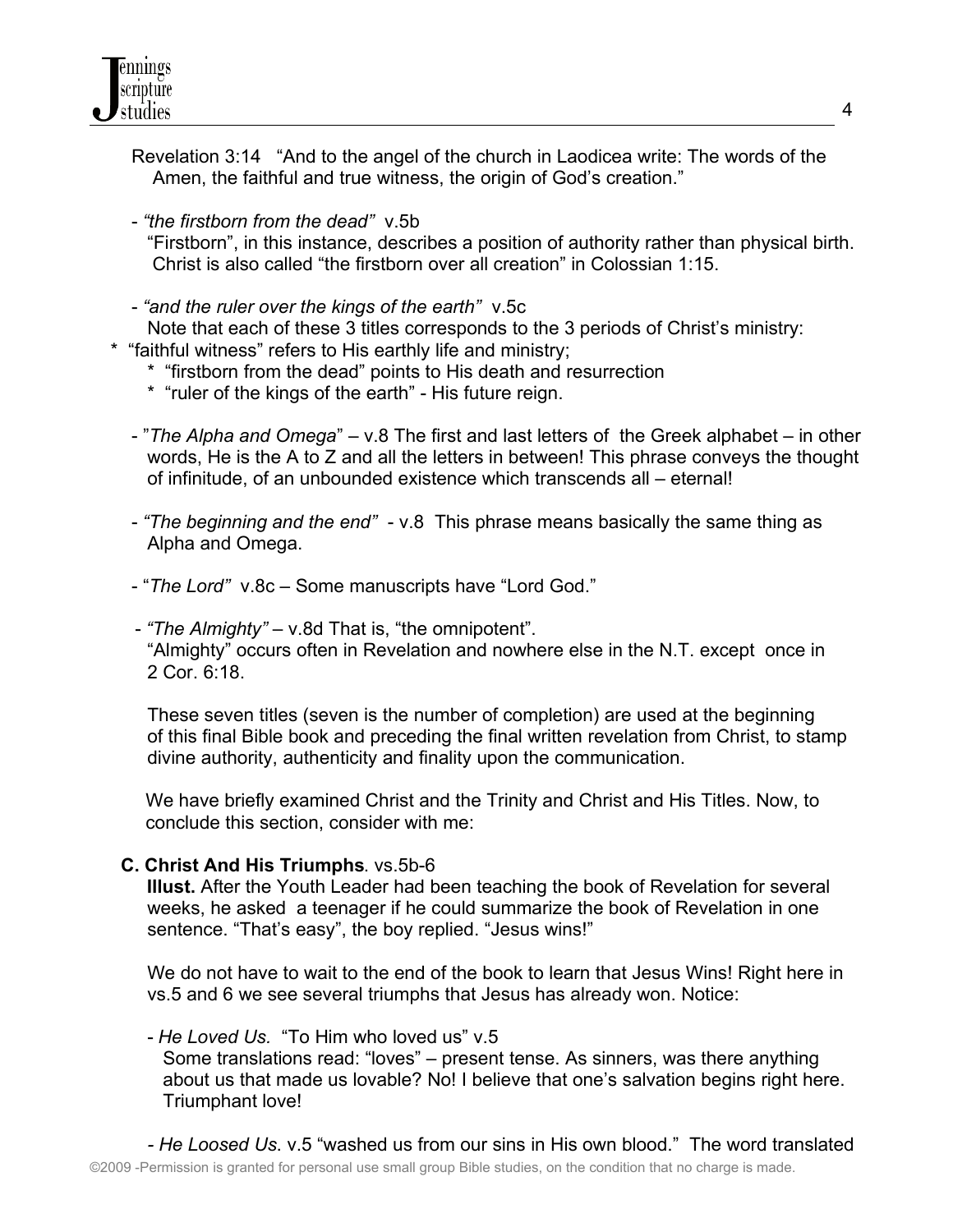Revelation 3:14 "And to the angel of the church in Laodicea write: The words of the Amen, the faithful and true witness, the origin of God's creation."

- *"the firstborn from the dead"* v.5b
  "Firstborn", in this instance, describes a position of authority rather than physical birth. Christ is also called "the firstborn over all creation" in Colossian 1:15.

- *"and the ruler over the kings of the earth"* v.5c
  Note that each of these 3 titles corresponds to the 3 periods of Christ's ministry:
  * "faithful witness" refers to His earthly life and ministry;
  * "firstborn from the dead" points to His death and resurrection
  * "ruler of the kings of the earth" - His future reign.

- "*The Alpha and Omega*" – v.8 The first and last letters of the Greek alphabet – in other words, He is the A to Z and all the letters in between! This phrase conveys the thought of infinitude, of an unbounded existence which transcends all – eternal!

- *"The beginning and the end"* - v.8 This phrase means basically the same thing as Alpha and Omega.

- "*The Lord"* v.8c – Some manuscripts have "Lord God."

- *"The Almighty"* – v.8d That is, "the omnipotent".
  "Almighty" occurs often in Revelation and nowhere else in the N.T. except once in 2 Cor. 6:18.

These seven titles (seven is the number of completion) are used at the beginning of this final Bible book and preceding the final written revelation from Christ, to stamp divine authority, authenticity and finality upon the communication.

We have briefly examined Christ and the Trinity and Christ and His Titles. Now, to conclude this section, consider with me:

**C. Christ And His Triumphs**. vs.5b-6

**Illust.** After the Youth Leader had been teaching the book of Revelation for several weeks, he asked a teenager if he could summarize the book of Revelation in one sentence. "That's easy", the boy replied. "Jesus wins!"

We do not have to wait to the end of the book to learn that Jesus Wins! Right here in vs.5 and 6 we see several triumphs that Jesus has already won. Notice:

- *He Loved Us.* "To Him who loved us" v.5
  Some translations read: "loves" – present tense. As sinners, was there anything about us that made us lovable? No! I believe that one's salvation begins right here. Triumphant love!

- *He Loosed Us*. v.5 "washed us from our sins in His own blood." The word translated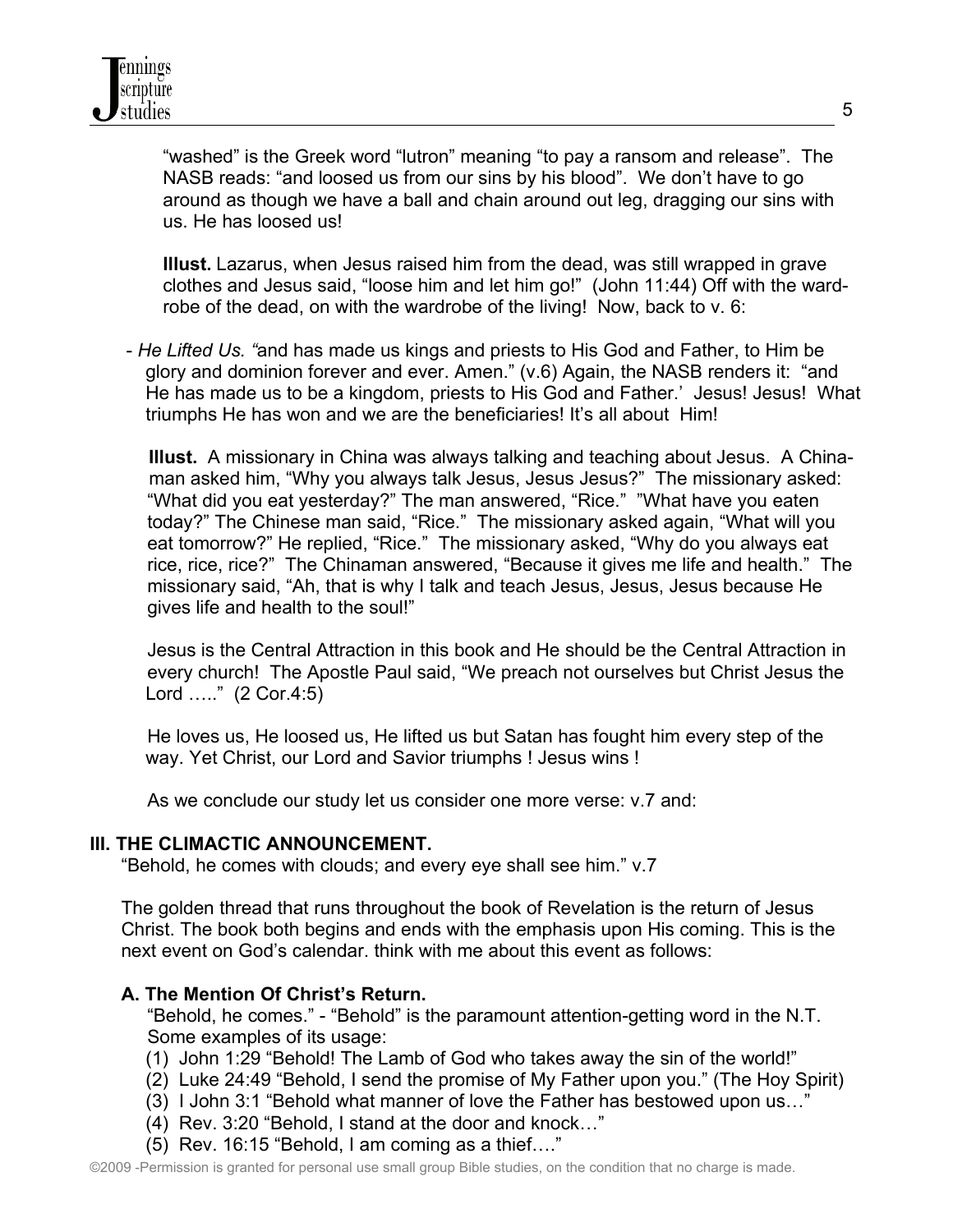"washed" is the Greek word "lutron" meaning "to pay a ransom and release". The NASB reads: "and loosed us from our sins by his blood". We don't have to go around as though we have a ball and chain around out leg, dragging our sins with us. He has loosed us!

**Illust.** Lazarus, when Jesus raised him from the dead, was still wrapped in grave clothes and Jesus said, "loose him and let him go!" (John 11:44) Off with the ward-robe of the dead, on with the wardrobe of the living! Now, back to v. 6:

- *He Lifted Us. "*and has made us kings and priests to His God and Father, to Him be glory and dominion forever and ever. Amen." (v.6) Again, the NASB renders it: "and He has made us to be a kingdom, priests to His God and Father.' Jesus! Jesus! What triumphs He has won and we are the beneficiaries! It's all about Him!

**Illust.** A missionary in China was always talking and teaching about Jesus. A China-man asked him, "Why you always talk Jesus, Jesus Jesus?" The missionary asked: "What did you eat yesterday?" The man answered, "Rice." "What have you eaten today?" The Chinese man said, "Rice." The missionary asked again, "What will you eat tomorrow?" He replied, "Rice." The missionary asked, "Why do you always eat rice, rice, rice?" The Chinaman answered, "Because it gives me life and health." The missionary said, "Ah, that is why I talk and teach Jesus, Jesus, Jesus because He gives life and health to the soul!"

Jesus is the Central Attraction in this book and He should be the Central Attraction in every church! The Apostle Paul said, "We preach not ourselves but Christ Jesus the Lord ….." (2 Cor.4:5)

He loves us, He loosed us, He lifted us but Satan has fought him every step of the way. Yet Christ, our Lord and Savior triumphs ! Jesus wins !

As we conclude our study let us consider one more verse: v.7 and:

### III. THE CLIMACTIC ANNOUNCEMENT.

"Behold, he comes with clouds; and every eye shall see him." v.7

The golden thread that runs throughout the book of Revelation is the return of Jesus Christ. The book both begins and ends with the emphasis upon His coming. This is the next event on God's calendar. think with me about this event as follows:

#### A. The Mention Of Christ's Return.

"Behold, he comes." - "Behold" is the paramount attention-getting word in the N.T. Some examples of its usage:

(1) John 1:29 "Behold! The Lamb of God who takes away the sin of the world!"
(2) Luke 24:49 "Behold, I send the promise of My Father upon you." (The Hoy Spirit)
(3) I John 3:1 "Behold what manner of love the Father has bestowed upon us…"
(4) Rev. 3:20 "Behold, I stand at the door and knock…"
(5) Rev. 16:15 "Behold, I am coming as a thief…."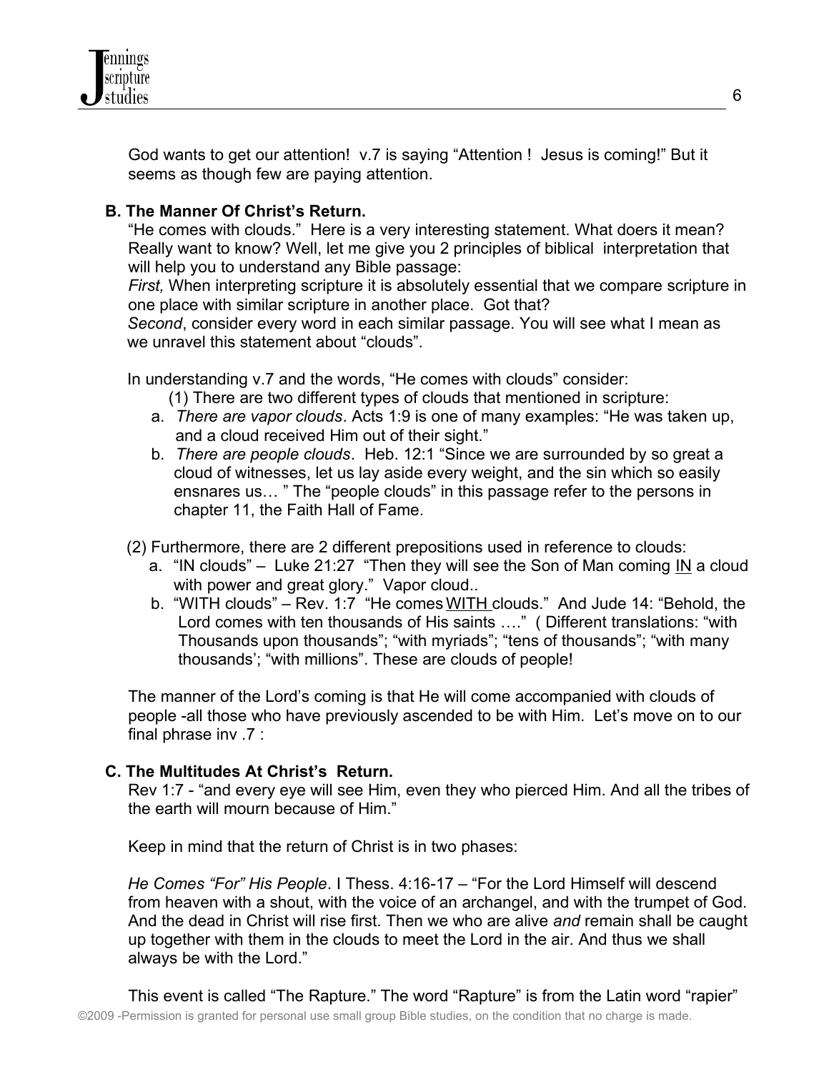God wants to get our attention! v.7 is saying "Attention ! Jesus is coming!" But it seems as though few are paying attention.

**B. The Manner Of Christ's Return.**

"He comes with clouds." Here is a very interesting statement. What doers it mean? Really want to know? Well, let me give you 2 principles of biblical interpretation that will help you to understand any Bible passage:

*First,* When interpreting scripture it is absolutely essential that we compare scripture in one place with similar scripture in another place. Got that?

*Second*, consider every word in each similar passage. You will see what I mean as we unravel this statement about "clouds".

In understanding v.7 and the words, "He comes with clouds" consider:

(1) There are two different types of clouds that mentioned in scripture:

a. *There are vapor clouds*. Acts 1:9 is one of many examples: "He was taken up, and a cloud received Him out of their sight."

b. *There are people clouds*. Heb. 12:1 "Since we are surrounded by so great a cloud of witnesses, let us lay aside every weight, and the sin which so easily ensnares us… " The "people clouds" in this passage refer to the persons in chapter 11, the Faith Hall of Fame.

(2) Furthermore, there are 2 different prepositions used in reference to clouds:

a. "IN clouds" – Luke 21:27 "Then they will see the Son of Man coming <u>IN</u> a cloud with power and great glory." Vapor cloud..

b. "WITH clouds" – Rev. 1:7 "He comes <u>WITH</u> clouds." And Jude 14: "Behold, the Lord comes with ten thousands of His saints …." ( Different translations: "with Thousands upon thousands"; "with myriads"; "tens of thousands"; "with many thousands'; "with millions". These are clouds of people!

The manner of the Lord's coming is that He will come accompanied with clouds of people -all those who have previously ascended to be with Him. Let's move on to our final phrase inv .7 :

**C. The Multitudes At Christ's Return.**

Rev 1:7 - "and every eye will see Him, even they who pierced Him. And all the tribes of the earth will mourn because of Him."

Keep in mind that the return of Christ is in two phases:

*He Comes "For" His People*. I Thess. 4:16-17 – "For the Lord Himself will descend from heaven with a shout, with the voice of an archangel, and with the trumpet of God. And the dead in Christ will rise first. Then we who are alive *and* remain shall be caught up together with them in the clouds to meet the Lord in the air. And thus we shall always be with the Lord."

This event is called "The Rapture." The word "Rapture" is from the Latin word "rapier"

©2009 -Permission is granted for personal use small group Bible studies, on the condition that no charge is made.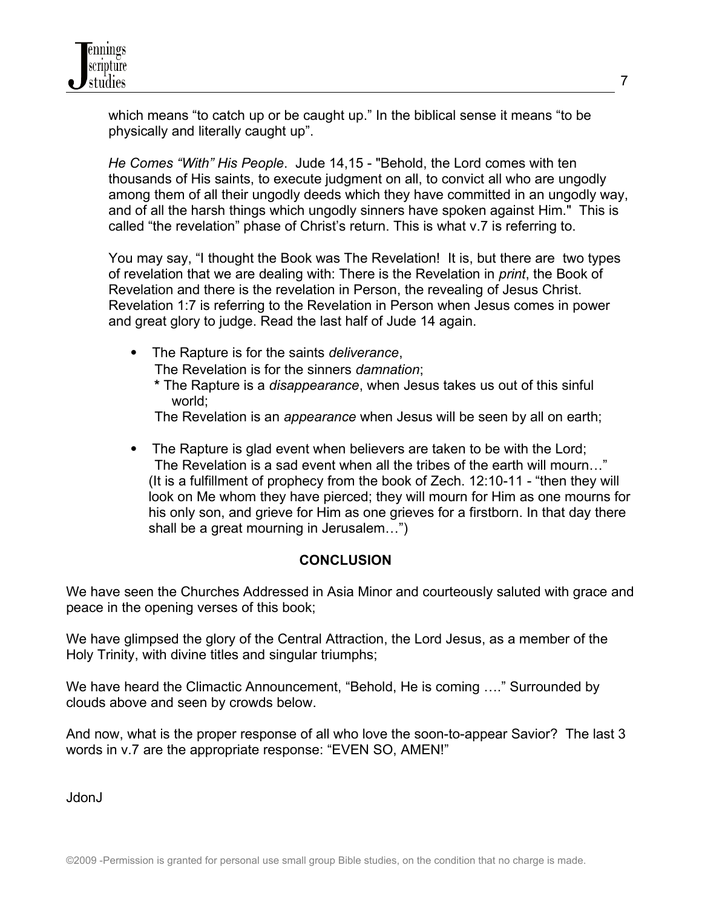which means "to catch up or be caught up." In the biblical sense it means "to be physically and literally caught up".

*He Comes "With" His People*. Jude 14,15 - "Behold, the Lord comes with ten thousands of His saints, to execute judgment on all, to convict all who are ungodly among them of all their ungodly deeds which they have committed in an ungodly way, and of all the harsh things which ungodly sinners have spoken against Him." This is called "the revelation" phase of Christ's return. This is what v.7 is referring to.

You may say, "I thought the Book was The Revelation! It is, but there are two types of revelation that we are dealing with: There is the Revelation in *print*, the Book of Revelation and there is the revelation in Person, the revealing of Jesus Christ. Revelation 1:7 is referring to the Revelation in Person when Jesus comes in power and great glory to judge. Read the last half of Jude 14 again.

- The Rapture is for the saints *deliverance*,
  The Revelation is for the sinners *damnation*;
  * The Rapture is a *disappearance*, when Jesus takes us out of this sinful world;
  The Revelation is an *appearance* when Jesus will be seen by all on earth;

- The Rapture is glad event when believers are taken to be with the Lord;
  The Revelation is a sad event when all the tribes of the earth will mourn…" (It is a fulfillment of prophecy from the book of Zech. 12:10-11 - "then they will look on Me whom they have pierced; they will mourn for Him as one mourns for his only son, and grieve for Him as one grieves for a firstborn. In that day there shall be a great mourning in Jerusalem…")

**CONCLUSION**

We have seen the Churches Addressed in Asia Minor and courteously saluted with grace and peace in the opening verses of this book;

We have glimpsed the glory of the Central Attraction, the Lord Jesus, as a member of the Holy Trinity, with divine titles and singular triumphs;

We have heard the Climactic Announcement, "Behold, He is coming …." Surrounded by clouds above and seen by crowds below.

And now, what is the proper response of all who love the soon-to-appear Savior? The last 3 words in v.7 are the appropriate response: "EVEN SO, AMEN!"

JdonJ

©2009 -Permission is granted for personal use small group Bible studies, on the condition that no charge is made.